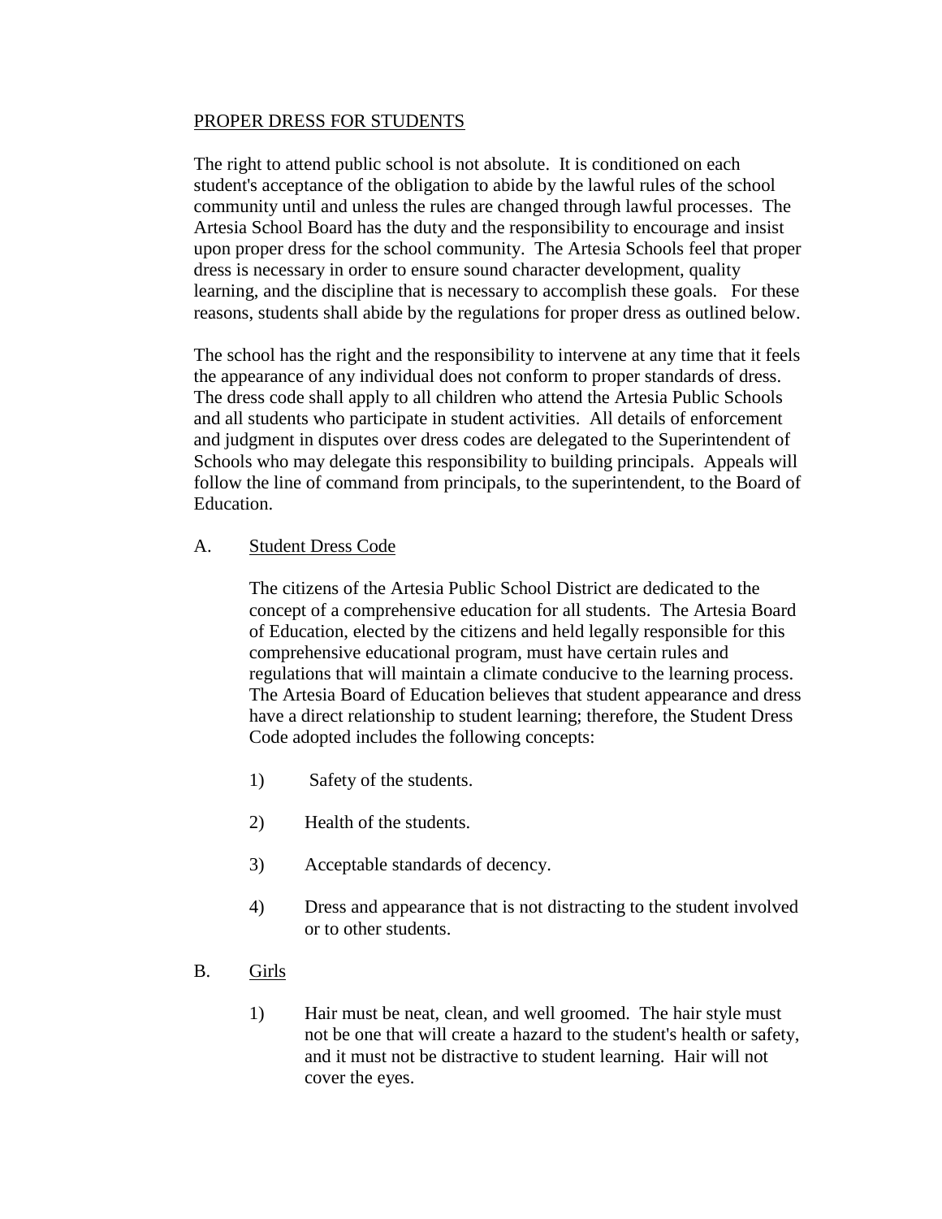## PROPER DRESS FOR STUDENTS

The right to attend public school is not absolute. It is conditioned on each student's acceptance of the obligation to abide by the lawful rules of the school community until and unless the rules are changed through lawful processes. The Artesia School Board has the duty and the responsibility to encourage and insist upon proper dress for the school community. The Artesia Schools feel that proper dress is necessary in order to ensure sound character development, quality learning, and the discipline that is necessary to accomplish these goals. For these reasons, students shall abide by the regulations for proper dress as outlined below.

The school has the right and the responsibility to intervene at any time that it feels the appearance of any individual does not conform to proper standards of dress. The dress code shall apply to all children who attend the Artesia Public Schools and all students who participate in student activities. All details of enforcement and judgment in disputes over dress codes are delegated to the Superintendent of Schools who may delegate this responsibility to building principals. Appeals will follow the line of command from principals, to the superintendent, to the Board of Education.

### A. Student Dress Code

The citizens of the Artesia Public School District are dedicated to the concept of a comprehensive education for all students. The Artesia Board of Education, elected by the citizens and held legally responsible for this comprehensive educational program, must have certain rules and regulations that will maintain a climate conducive to the learning process. The Artesia Board of Education believes that student appearance and dress have a direct relationship to student learning; therefore, the Student Dress Code adopted includes the following concepts:

1) Safety of the students.

2) Health of the students.

3) Acceptable standards of decency.

4) Dress and appearance that is not distracting to the student involved or to other students.

### B. Girls

1) Hair must be neat, clean, and well groomed. The hair style must not be one that will create a hazard to the student's health or safety, and it must not be distractive to student learning. Hair will not cover the eyes.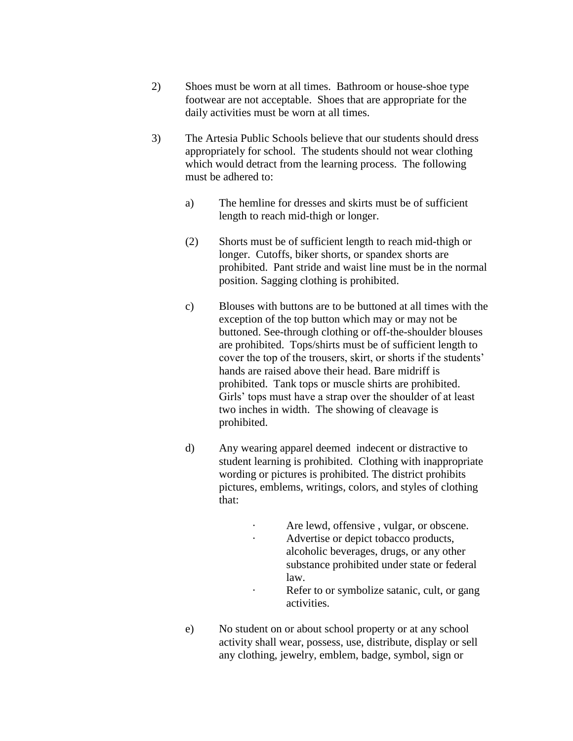2) Shoes must be worn at all times. Bathroom or house-shoe type footwear are not acceptable. Shoes that are appropriate for the daily activities must be worn at all times.

3) The Artesia Public Schools believe that our students should dress appropriately for school. The students should not wear clothing which would detract from the learning process. The following must be adhered to:

   a) The hemline for dresses and skirts must be of sufficient length to reach mid-thigh or longer.

   (2) Shorts must be of sufficient length to reach mid-thigh or longer. Cutoffs, biker shorts, or spandex shorts are prohibited. Pant stride and waist line must be in the normal position. Sagging clothing is prohibited.

   c) Blouses with buttons are to be buttoned at all times with the exception of the top button which may or may not be buttoned. See-through clothing or off-the-shoulder blouses are prohibited. Tops/shirts must be of sufficient length to cover the top of the trousers, skirt, or shorts if the students' hands are raised above their head. Bare midriff is prohibited. Tank tops or muscle shirts are prohibited. Girls' tops must have a strap over the shoulder of at least two inches in width. The showing of cleavage is prohibited.

   d) Any wearing apparel deemed indecent or distractive to student learning is prohibited. Clothing with inappropriate wording or pictures is prohibited. The district prohibits pictures, emblems, writings, colors, and styles of clothing that:

      - Are lewd, offensive , vulgar, or obscene.
      - Advertise or depict tobacco products, alcoholic beverages, drugs, or any other substance prohibited under state or federal law.
      - Refer to or symbolize satanic, cult, or gang activities.

   e) No student on or about school property or at any school activity shall wear, possess, use, distribute, display or sell any clothing, jewelry, emblem, badge, symbol, sign or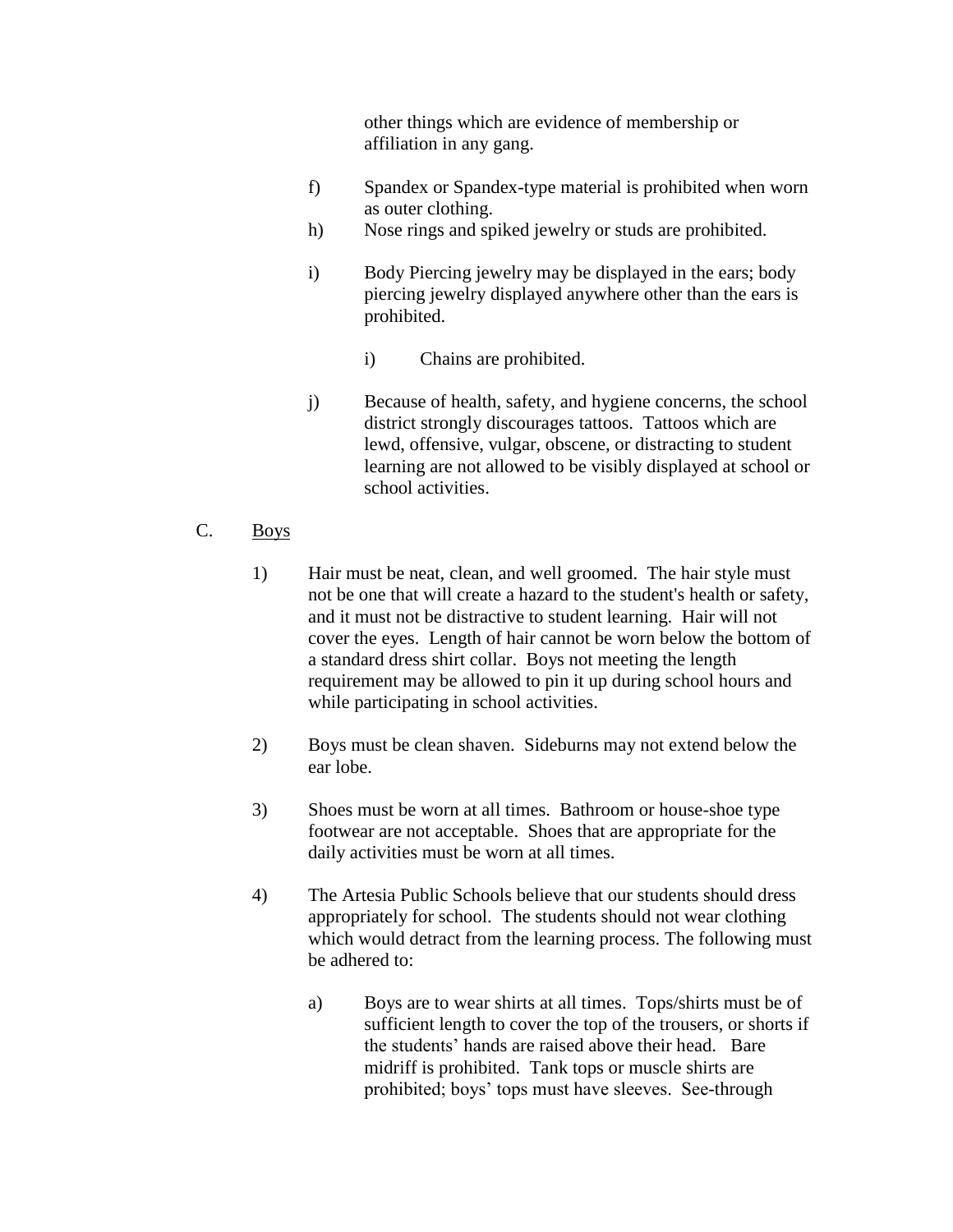other things which are evidence of membership or affiliation in any gang.

f) Spandex or Spandex-type material is prohibited when worn as outer clothing.

h) Nose rings and spiked jewelry or studs are prohibited.

i) Body Piercing jewelry may be displayed in the ears; body piercing jewelry displayed anywhere other than the ears is prohibited.

  i) Chains are prohibited.

j) Because of health, safety, and hygiene concerns, the school district strongly discourages tattoos. Tattoos which are lewd, offensive, vulgar, obscene, or distracting to student learning are not allowed to be visibly displayed at school or school activities.

C. <u>Boys</u>

1) Hair must be neat, clean, and well groomed. The hair style must not be one that will create a hazard to the student's health or safety, and it must not be distractive to student learning. Hair will not cover the eyes. Length of hair cannot be worn below the bottom of a standard dress shirt collar. Boys not meeting the length requirement may be allowed to pin it up during school hours and while participating in school activities.

2) Boys must be clean shaven. Sideburns may not extend below the ear lobe.

3) Shoes must be worn at all times. Bathroom or house-shoe type footwear are not acceptable. Shoes that are appropriate for the daily activities must be worn at all times.

4) The Artesia Public Schools believe that our students should dress appropriately for school. The students should not wear clothing which would detract from the learning process. The following must be adhered to:

  a) Boys are to wear shirts at all times. Tops/shirts must be of sufficient length to cover the top of the trousers, or shorts if the students' hands are raised above their head. Bare midriff is prohibited. Tank tops or muscle shirts are prohibited; boys' tops must have sleeves. See-through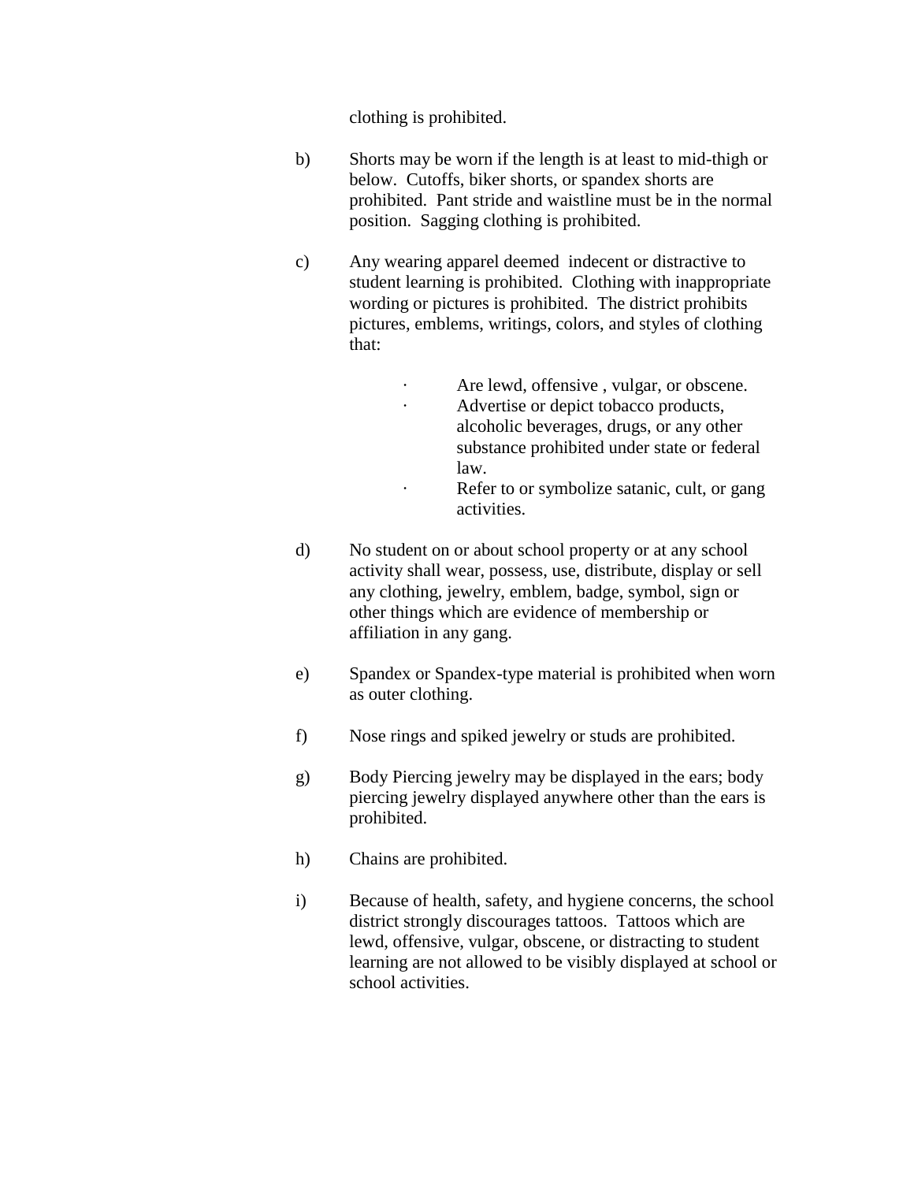clothing is prohibited.

b) Shorts may be worn if the length is at least to mid-thigh or below. Cutoffs, biker shorts, or spandex shorts are prohibited. Pant stride and waistline must be in the normal position. Sagging clothing is prohibited.

c) Any wearing apparel deemed indecent or distractive to student learning is prohibited. Clothing with inappropriate wording or pictures is prohibited. The district prohibits pictures, emblems, writings, colors, and styles of clothing that:

- Are lewd, offensive , vulgar, or obscene.
- Advertise or depict tobacco products, alcoholic beverages, drugs, or any other substance prohibited under state or federal law.
- Refer to or symbolize satanic, cult, or gang activities.

d) No student on or about school property or at any school activity shall wear, possess, use, distribute, display or sell any clothing, jewelry, emblem, badge, symbol, sign or other things which are evidence of membership or affiliation in any gang.

e) Spandex or Spandex-type material is prohibited when worn as outer clothing.

f) Nose rings and spiked jewelry or studs are prohibited.

g) Body Piercing jewelry may be displayed in the ears; body piercing jewelry displayed anywhere other than the ears is prohibited.

h) Chains are prohibited.

i) Because of health, safety, and hygiene concerns, the school district strongly discourages tattoos. Tattoos which are lewd, offensive, vulgar, obscene, or distracting to student learning are not allowed to be visibly displayed at school or school activities.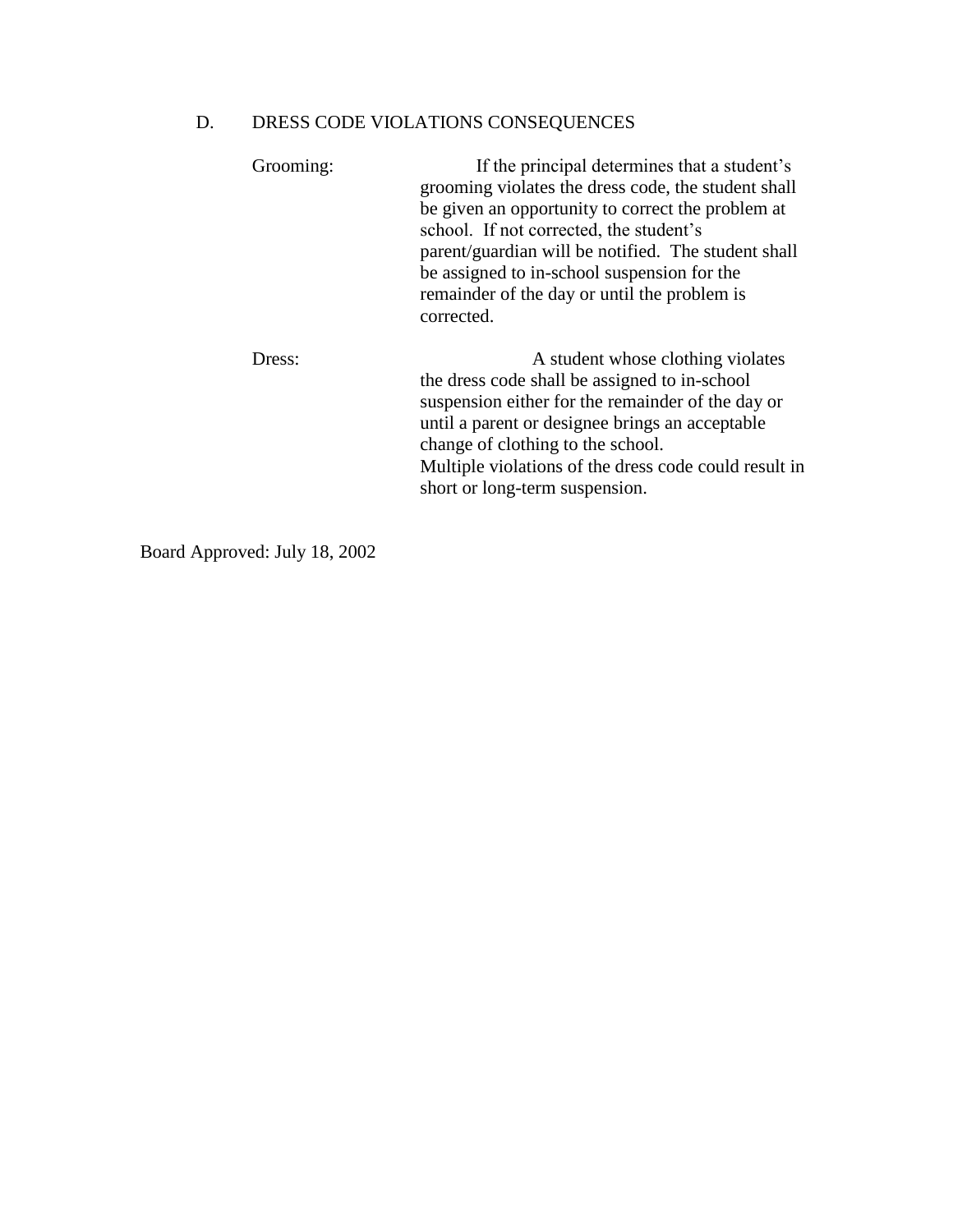## D. DRESS CODE VIOLATIONS CONSEQUENCES

**Grooming:** If the principal determines that a student's grooming violates the dress code, the student shall be given an opportunity to correct the problem at school. If not corrected, the student's parent/guardian will be notified. The student shall be assigned to in-school suspension for the remainder of the day or until the problem is corrected.

**Dress:** A student whose clothing violates the dress code shall be assigned to in-school suspension either for the remainder of the day or until a parent or designee brings an acceptable change of clothing to the school.
Multiple violations of the dress code could result in short or long-term suspension.

Board Approved: July 18, 2002